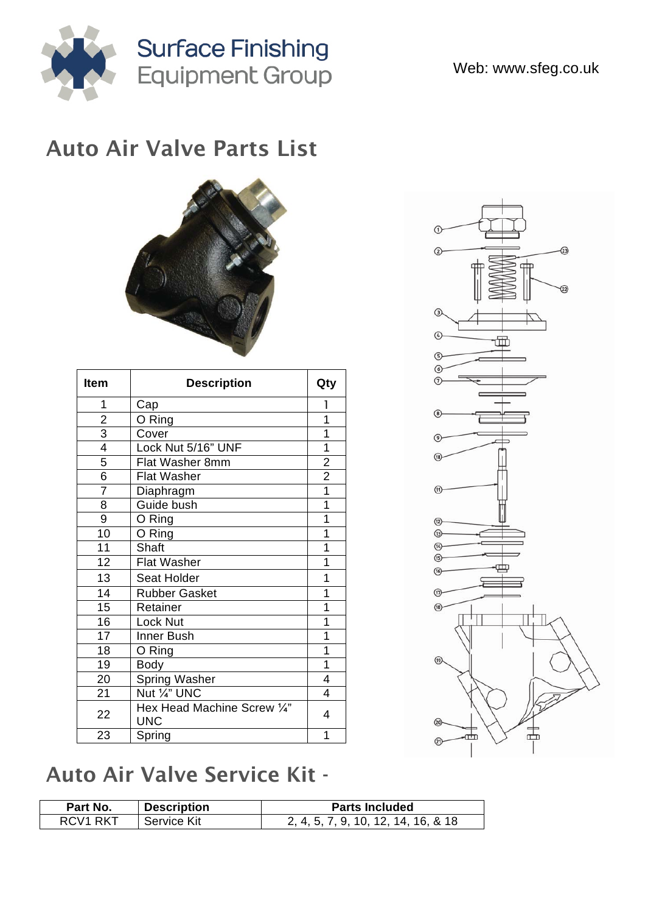Surface Finishing Equipment Group

Web: www.sfeg.co.uk

# Auto Air Valve Parts List

| Item | Description | Qty |
|---|---|---|
| 1 | Cap | 1 |
| 2 | O Ring | 1 |
| 3 | Cover | 1 |
| 4 | Lock Nut 5/16" UNF | 1 |
| 5 | Flat Washer 8mm | 2 |
| 6 | Flat Washer | 2 |
| 7 | Diaphragm | 1 |
| 8 | Guide bush | 1 |
| 9 | O Ring | 1 |
| 10 | O Ring | 1 |
| 11 | Shaft | 1 |
| 12 | Flat Washer | 1 |
| 13 | Seat Holder | 1 |
| 14 | Rubber Gasket | 1 |
| 15 | Retainer | 1 |
| 16 | Lock Nut | 1 |
| 17 | Inner Bush | 1 |
| 18 | O Ring | 1 |
| 19 | Body | 1 |
| 20 | Spring Washer | 4 |
| 21 | Nut ¼" UNC | 4 |
| 22 | Hex Head Machine Screw ¼" UNC | 4 |
| 23 | Spring | 1 |

# Auto Air Valve Service Kit -

| Part No. | Description | Parts Included |
|---|---|---|
| RCV1 RKT | Service Kit | 2, 4, 5, 7, 9, 10, 12, 14, 16, & 18 |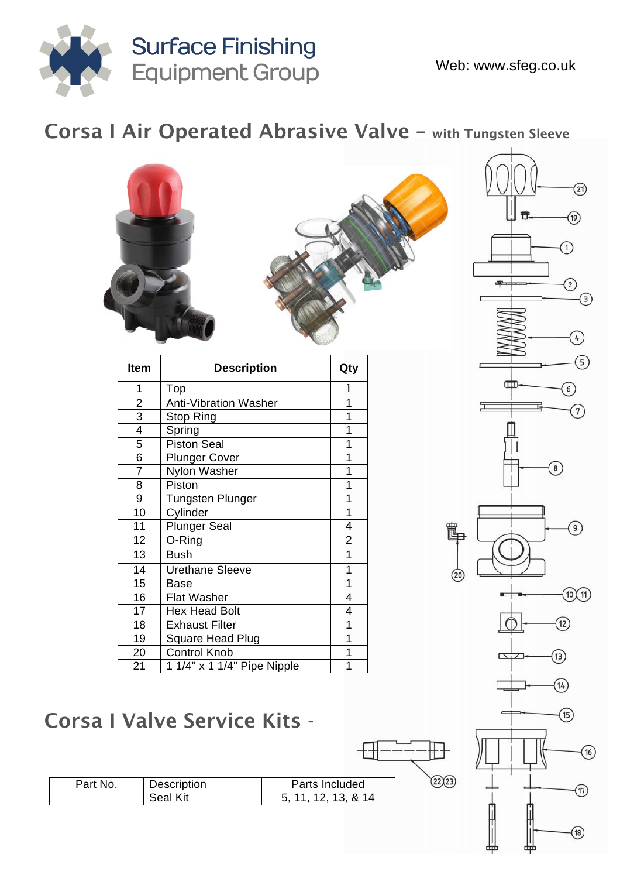Surface Finishing Equipment Group

Web: www.sfeg.co.uk

# Corsa I Air Operated Abrasive Valve – with Tungsten Sleeve

| Item | Description | Qty |
|---|---|---|
| 1 | Top | 1 |
| 2 | Anti-Vibration Washer | 1 |
| 3 | Stop Ring | 1 |
| 4 | Spring | 1 |
| 5 | Piston Seal | 1 |
| 6 | Plunger Cover | 1 |
| 7 | Nylon Washer | 1 |
| 8 | Piston | 1 |
| 9 | Tungsten Plunger | 1 |
| 10 | Cylinder | 1 |
| 11 | Plunger Seal | 4 |
| 12 | O-Ring | 2 |
| 13 | Bush | 1 |
| 14 | Urethane Sleeve | 1 |
| 15 | Base | 1 |
| 16 | Flat Washer | 4 |
| 17 | Hex Head Bolt | 4 |
| 18 | Exhaust Filter | 1 |
| 19 | Square Head Plug | 1 |
| 20 | Control Knob | 1 |
| 21 | 1 1/4" x 1 1/4" Pipe Nipple | 1 |

# Corsa I Valve Service Kits -

| Part No. | Description | Parts Included |
|---|---|---|
| | Seal Kit | 5, 11, 12, 13, & 14 |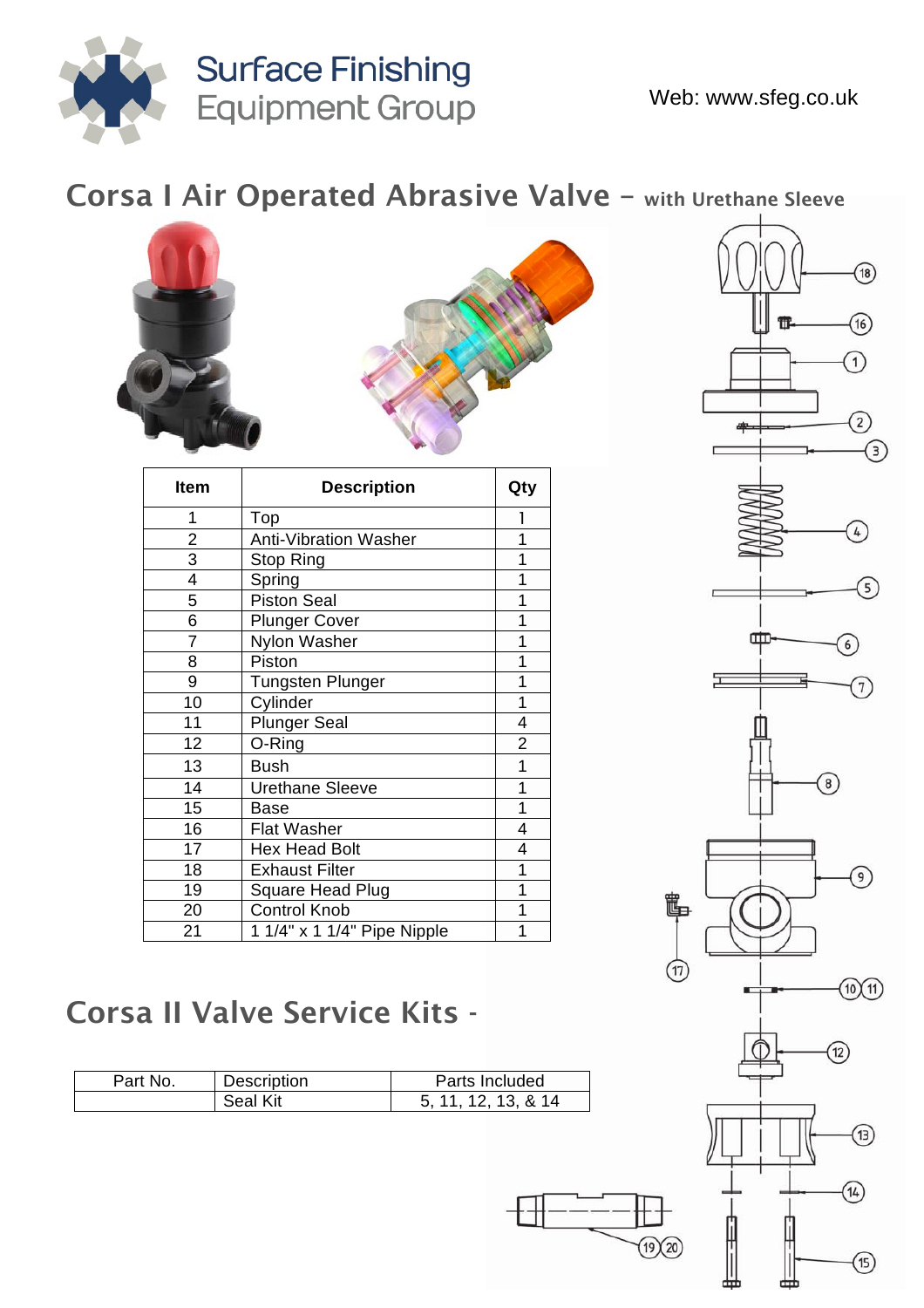Surface Finishing Equipment Group

Web: www.sfeg.co.uk

## Corsa I Air Operated Abrasive Valve – with Urethane Sleeve

| Item | Description | Qty |
|---|---|---|
| 1 | Top | 1 |
| 2 | Anti-Vibration Washer | 1 |
| 3 | Stop Ring | 1 |
| 4 | Spring | 1 |
| 5 | Piston Seal | 1 |
| 6 | Plunger Cover | 1 |
| 7 | Nylon Washer | 1 |
| 8 | Piston | 1 |
| 9 | Tungsten Plunger | 1 |
| 10 | Cylinder | 1 |
| 11 | Plunger Seal | 4 |
| 12 | O-Ring | 2 |
| 13 | Bush | 1 |
| 14 | Urethane Sleeve | 1 |
| 15 | Base | 1 |
| 16 | Flat Washer | 4 |
| 17 | Hex Head Bolt | 4 |
| 18 | Exhaust Filter | 1 |
| 19 | Square Head Plug | 1 |
| 20 | Control Knob | 1 |
| 21 | 1 1/4" x 1 1/4" Pipe Nipple | 1 |

## Corsa II Valve Service Kits -

| Part No. | Description | Parts Included |
|---|---|---|
| | Seal Kit | 5, 11, 12, 13, & 14 |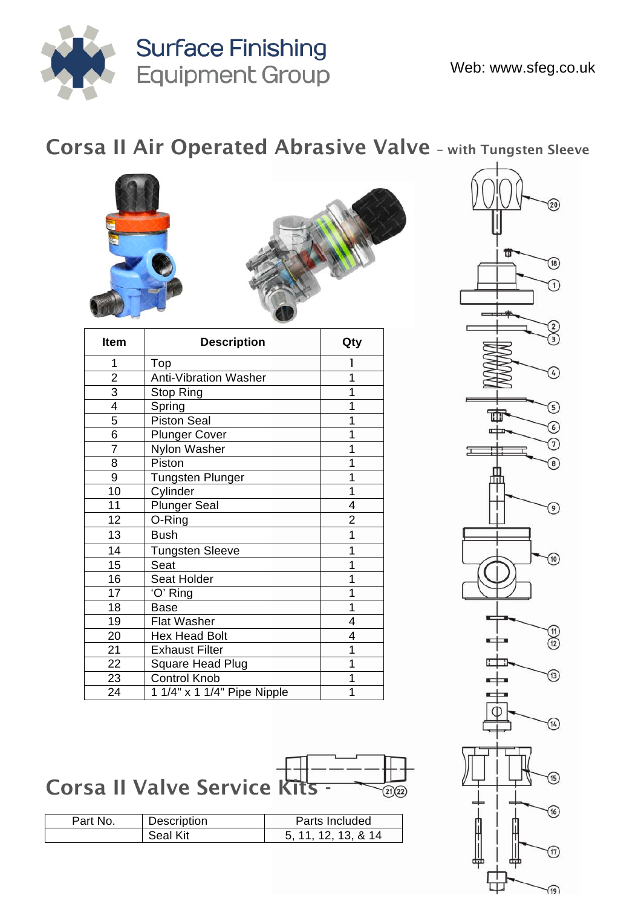# Corsa II Air Operated Abrasive Valve – with Tungsten Sleeve

| Item | Description | Qty |
|---|---|---|
| 1 | Top | 1 |
| 2 | Anti-Vibration Washer | 1 |
| 3 | Stop Ring | 1 |
| 4 | Spring | 1 |
| 5 | Piston Seal | 1 |
| 6 | Plunger Cover | 1 |
| 7 | Nylon Washer | 1 |
| 8 | Piston | 1 |
| 9 | Tungsten Plunger | 1 |
| 10 | Cylinder | 1 |
| 11 | Plunger Seal | 4 |
| 12 | O-Ring | 2 |
| 13 | Bush | 1 |
| 14 | Tungsten Sleeve | 1 |
| 15 | Seat | 1 |
| 16 | Seat Holder | 1 |
| 17 | 'O' Ring | 1 |
| 18 | Base | 1 |
| 19 | Flat Washer | 4 |
| 20 | Hex Head Bolt | 4 |
| 21 | Exhaust Filter | 1 |
| 22 | Square Head Plug | 1 |
| 23 | Control Knob | 1 |
| 24 | 1 1/4" x 1 1/4" Pipe Nipple | 1 |

## Corsa II Valve Service Kits -

| Part No. | Description | Parts Included |
|---|---|---|
| | Seal Kit | 5, 11, 12, 13, & 14 |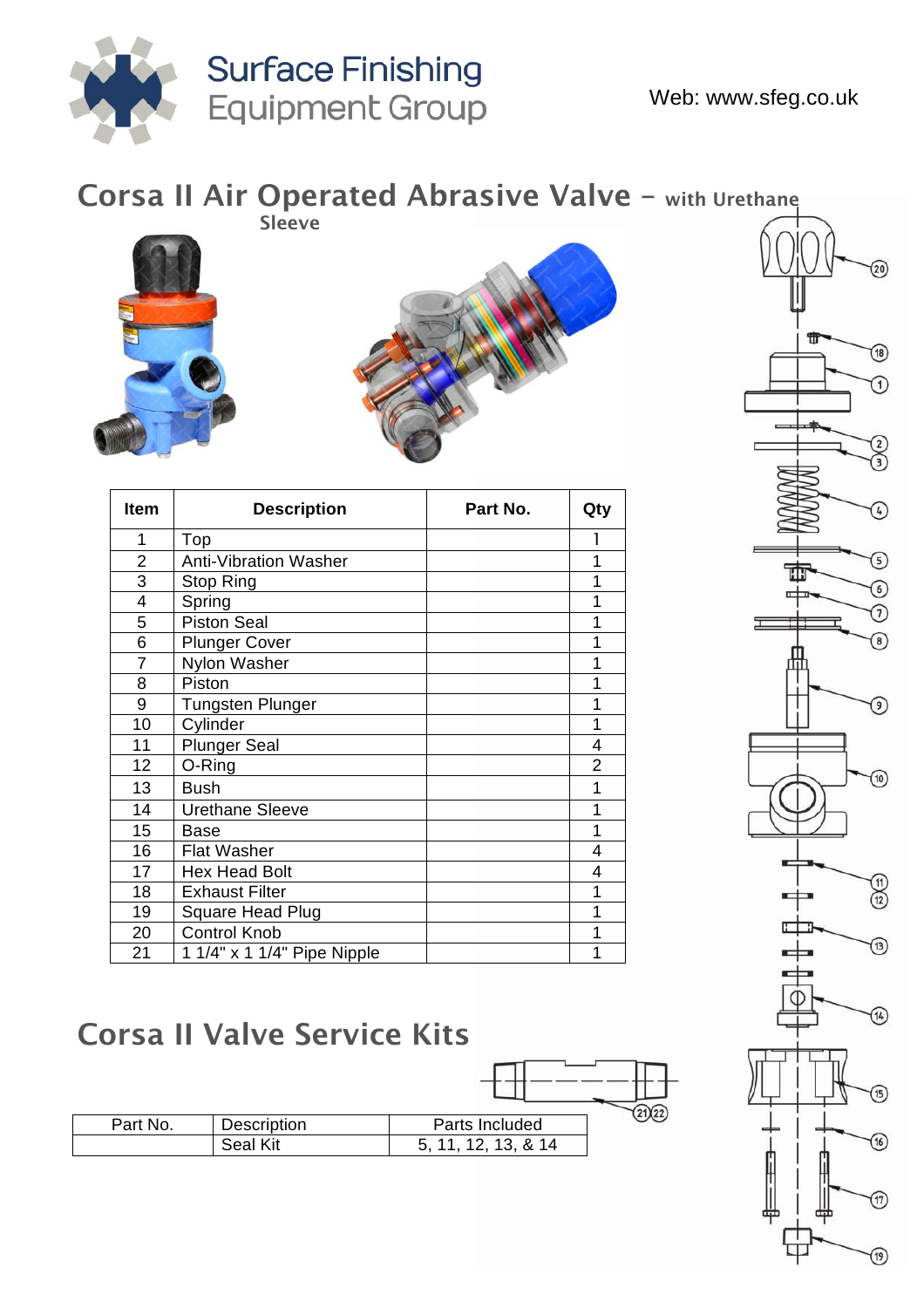# Corsa II Air Operated Abrasive Valve – with Urethane Sleeve

| Item | Description | Part No. | Qty |
|---|---|---|---|
| 1 | Top | | 1 |
| 2 | Anti-Vibration Washer | | 1 |
| 3 | Stop Ring | | 1 |
| 4 | Spring | | 1 |
| 5 | Piston Seal | | 1 |
| 6 | Plunger Cover | | 1 |
| 7 | Nylon Washer | | 1 |
| 8 | Piston | | 1 |
| 9 | Tungsten Plunger | | 1 |
| 10 | Cylinder | | 1 |
| 11 | Plunger Seal | | 4 |
| 12 | O-Ring | | 2 |
| 13 | Bush | | 1 |
| 14 | Urethane Sleeve | | 1 |
| 15 | Base | | 1 |
| 16 | Flat Washer | | 4 |
| 17 | Hex Head Bolt | | 4 |
| 18 | Exhaust Filter | | 1 |
| 19 | Square Head Plug | | 1 |
| 20 | Control Knob | | 1 |
| 21 | 1 1/4" x 1 1/4" Pipe Nipple | | 1 |

## Corsa II Valve Service Kits

| Part No. | Description | Parts Included |
|---|---|---|
| | Seal Kit | 5, 11, 12, 13, & 14 |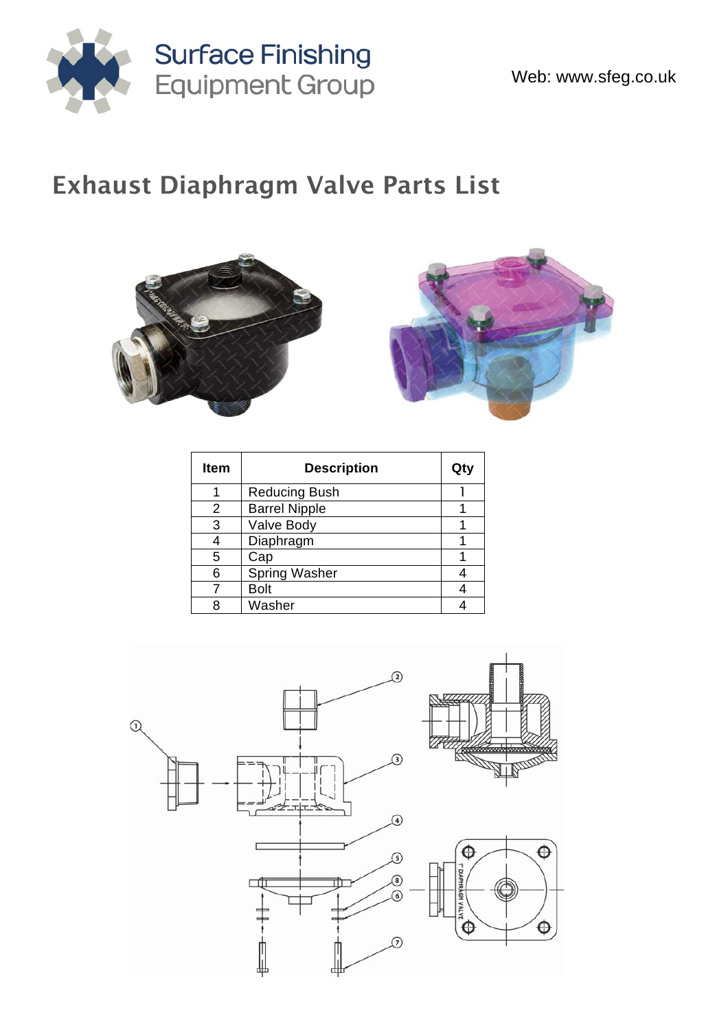# Exhaust Diaphragm Valve Parts List

| Item | Description | Qty |
|---|---|---|
| 1 | Reducing Bush | 1 |
| 2 | Barrel Nipple | 1 |
| 3 | Valve Body | 1 |
| 4 | Diaphragm | 1 |
| 5 | Cap | 1 |
| 6 | Spring Washer | 4 |
| 7 | Bolt | 4 |
| 8 | Washer | 4 |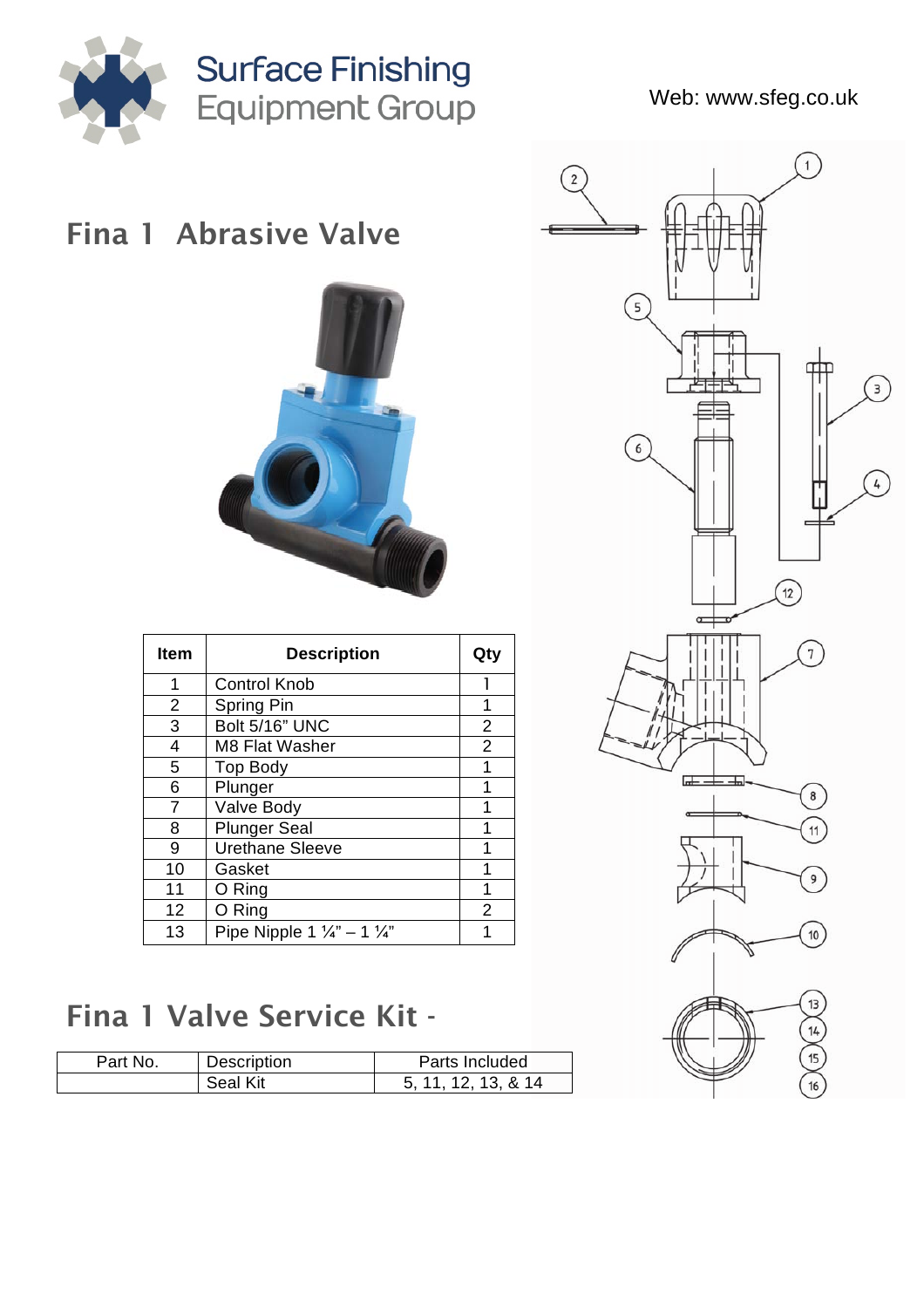Surface Finishing Equipment Group

Web: www.sfeg.co.uk

# Fina 1 Abrasive Valve

| Item | Description | Qty |
|---|---|---|
| 1 | Control Knob | 1 |
| 2 | Spring Pin | 1 |
| 3 | Bolt 5/16" UNC | 2 |
| 4 | M8 Flat Washer | 2 |
| 5 | Top Body | 1 |
| 6 | Plunger | 1 |
| 7 | Valve Body | 1 |
| 8 | Plunger Seal | 1 |
| 9 | Urethane Sleeve | 1 |
| 10 | Gasket | 1 |
| 11 | O Ring | 1 |
| 12 | O Ring | 2 |
| 13 | Pipe Nipple 1 ¼" – 1 ¼" | 1 |

# Fina 1 Valve Service Kit -

| Part No. | Description | Parts Included |
|---|---|---|
| | Seal Kit | 5, 11, 12, 13, & 14 |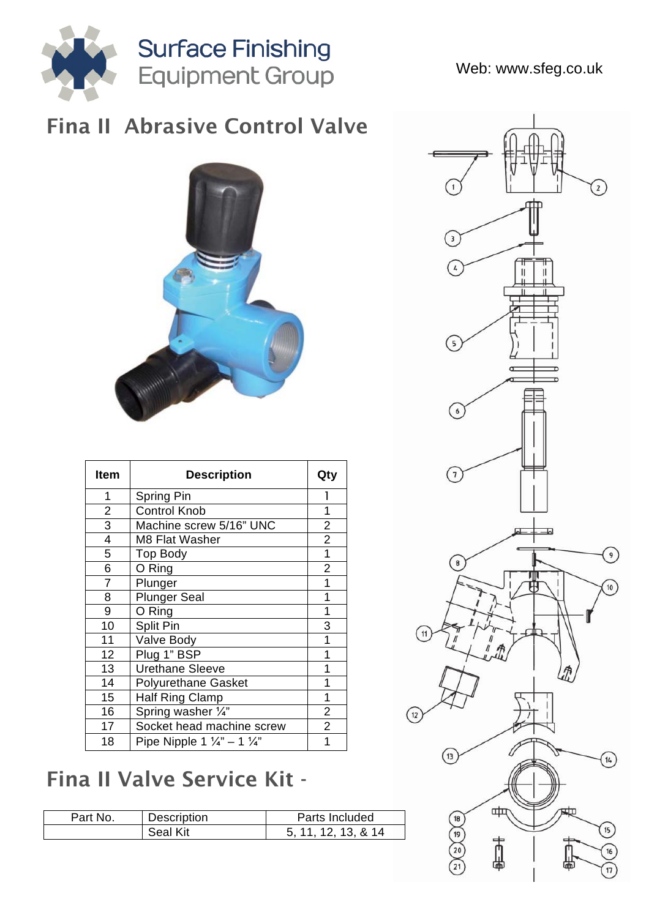Surface Finishing Equipment Group

Web: www.sfeg.co.uk

# Fina II  Abrasive Control Valve

| Item | Description | Qty |
|---|---|---|
| 1 | Spring Pin | 1 |
| 2 | Control Knob | 1 |
| 3 | Machine screw 5/16" UNC | 2 |
| 4 | M8 Flat Washer | 2 |
| 5 | Top Body | 1 |
| 6 | O Ring | 2 |
| 7 | Plunger | 1 |
| 8 | Plunger Seal | 1 |
| 9 | O Ring | 1 |
| 10 | Split Pin | 3 |
| 11 | Valve Body | 1 |
| 12 | Plug 1" BSP | 1 |
| 13 | Urethane Sleeve | 1 |
| 14 | Polyurethane Gasket | 1 |
| 15 | Half Ring Clamp | 1 |
| 16 | Spring washer ¼" | 2 |
| 17 | Socket head machine screw | 2 |
| 18 | Pipe Nipple 1 ¼" – 1 ¼" | 1 |

# Fina II Valve Service Kit -

| Part No. | Description | Parts Included |
|---|---|---|
| | Seal Kit | 5, 11, 12, 13, & 14 |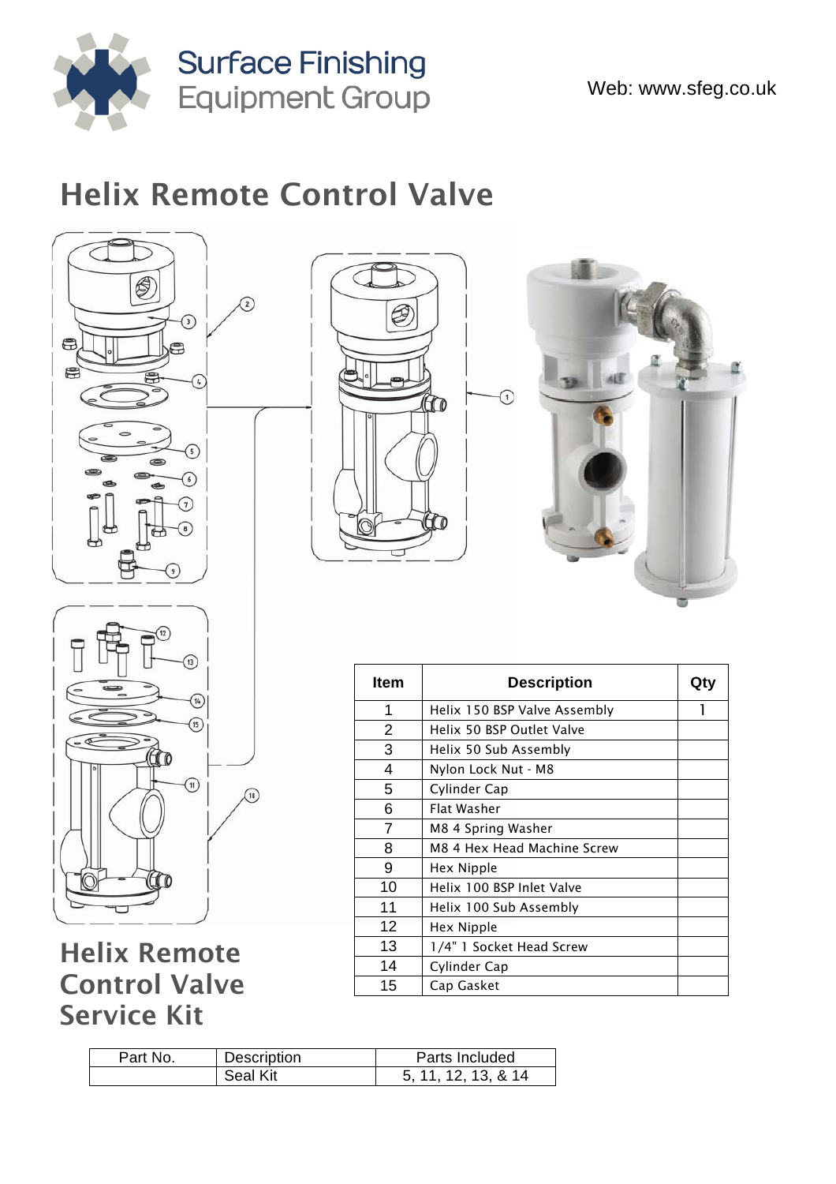Web: www.sfeg.co.uk

# Helix Remote Control Valve

| Item | Description | Qty |
|---|---|---|
| 1 | Helix 150 BSP Valve Assembly | 1 |
| 2 | Helix 50 BSP Outlet Valve | |
| 3 | Helix 50 Sub Assembly | |
| 4 | Nylon Lock Nut - M8 | |
| 5 | Cylinder Cap | |
| 6 | Flat Washer | |
| 7 | M8 4 Spring Washer | |
| 8 | M8 4 Hex Head Machine Screw | |
| 9 | Hex Nipple | |
| 10 | Helix 100 BSP Inlet Valve | |
| 11 | Helix 100 Sub Assembly | |
| 12 | Hex Nipple | |
| 13 | 1/4" 1 Socket Head Screw | |
| 14 | Cylinder Cap | |
| 15 | Cap Gasket | |

## Helix Remote Control Valve Service Kit

| Part No. | Description | Parts Included |
|---|---|---|
| | Seal Kit | 5, 11, 12, 13, & 14 |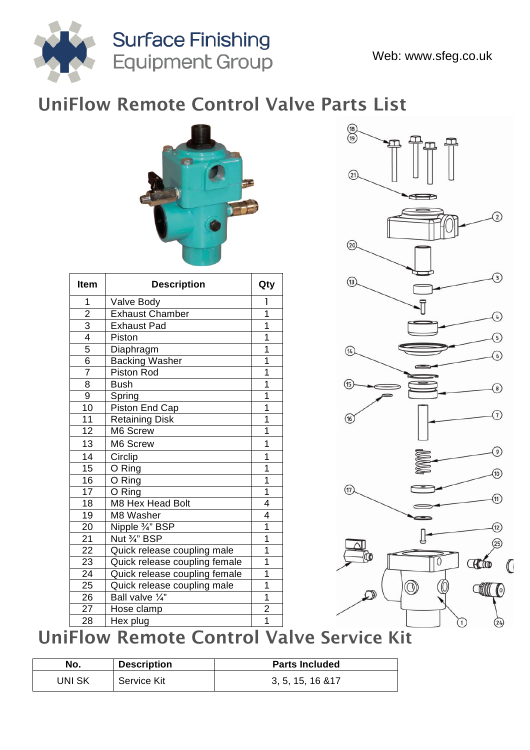# UniFlow Remote Control Valve Parts List

| Item | Description | Qty |
|---|---|---|
| 1 | Valve Body | 1 |
| 2 | Exhaust Chamber | 1 |
| 3 | Exhaust Pad | 1 |
| 4 | Piston | 1 |
| 5 | Diaphragm | 1 |
| 6 | Backing Washer | 1 |
| 7 | Piston Rod | 1 |
| 8 | Bush | 1 |
| 9 | Spring | 1 |
| 10 | Piston End Cap | 1 |
| 11 | Retaining Disk | 1 |
| 12 | M6 Screw | 1 |
| 13 | M6 Screw | 1 |
| 14 | Circlip | 1 |
| 15 | O Ring | 1 |
| 16 | O Ring | 1 |
| 17 | O Ring | 1 |
| 18 | M8 Hex Head Bolt | 4 |
| 19 | M8 Washer | 4 |
| 20 | Nipple ¾" BSP | 1 |
| 21 | Nut ¾" BSP | 1 |
| 22 | Quick release coupling male | 1 |
| 23 | Quick release coupling female | 1 |
| 24 | Quick release coupling female | 1 |
| 25 | Quick release coupling male | 1 |
| 26 | Ball valve ¼" | 1 |
| 27 | Hose clamp | 2 |
| 28 | Hex plug | 1 |

# UniFlow Remote Control Valve Service Kit

| No. | Description | Parts Included |
|---|---|---|
| UNI SK | Service Kit | 3, 5, 15, 16 &17 |